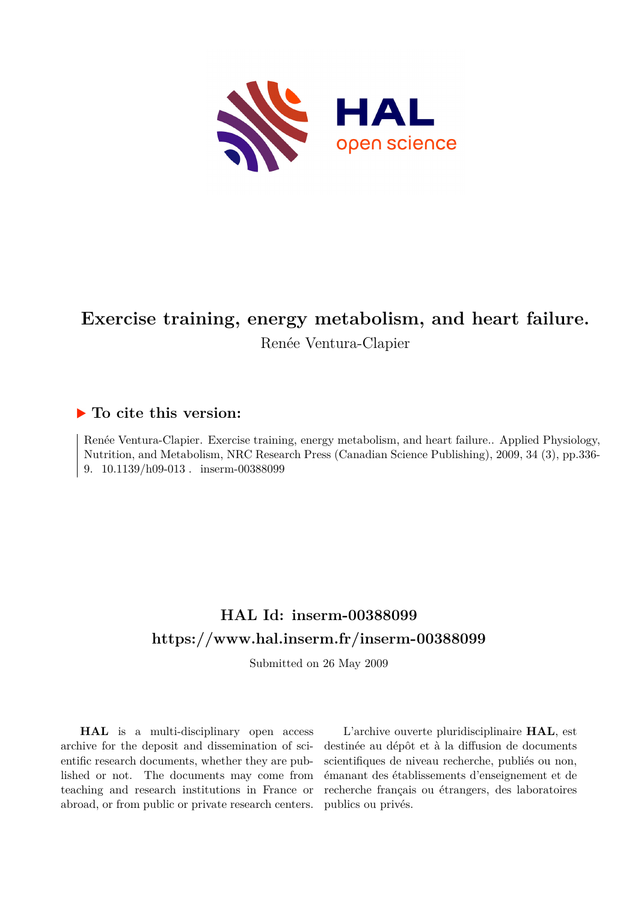# Exercise training, energy metabolism, and heart failure.

Renée Ventura-Clapier

## ▶ To cite this version:

Renée Ventura-Clapier. Exercise training, energy metabolism, and heart failure.. Applied Physiology, Nutrition, and Metabolism, NRC Research Press (Canadian Science Publishing), 2009, 34 (3), pp.336-9. 10.1139/h09-013 . inserm-00388099

## HAL Id: inserm-00388099
## https://www.hal.inserm.fr/inserm-00388099

Submitted on 26 May 2009

**HAL** is a multi-disciplinary open access archive for the deposit and dissemination of scientific research documents, whether they are published or not. The documents may come from teaching and research institutions in France or abroad, or from public or private research centers.

L'archive ouverte pluridisciplinaire **HAL**, est destinée au dépôt et à la diffusion de documents scientifiques de niveau recherche, publiés ou non, émanant des établissements d'enseignement et de recherche français ou étrangers, des laboratoires publics ou privés.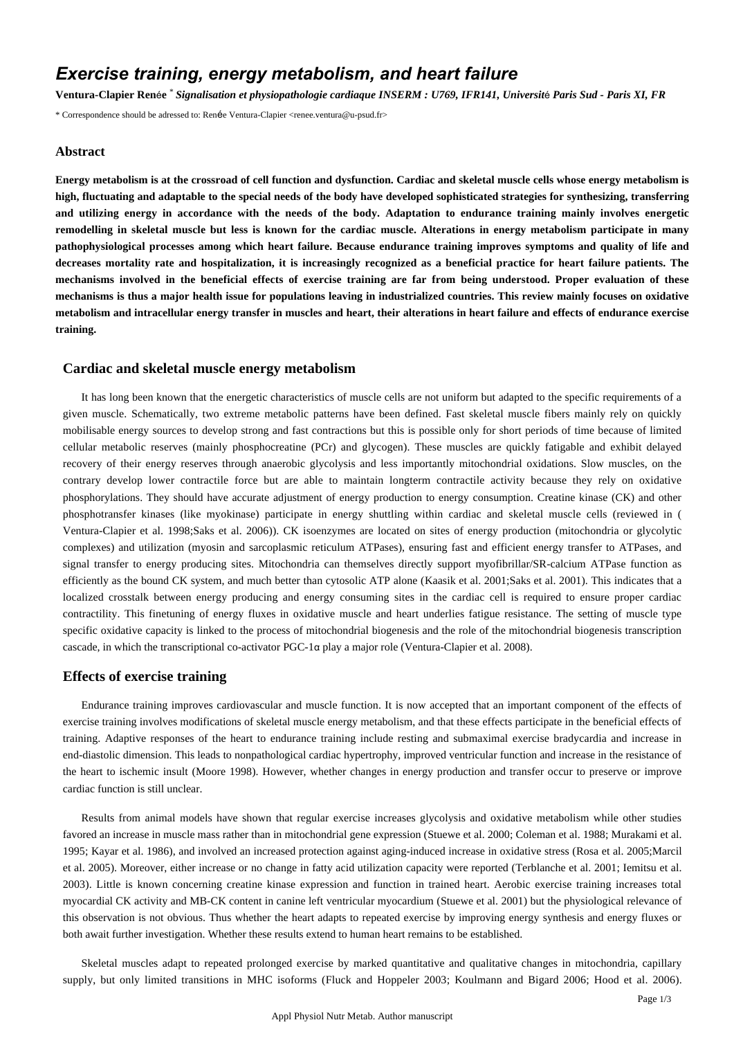# Exercise training, energy metabolism, and heart failure

**Ventura-Clapier Renée** * *Signalisation et physiopathologie cardiaque INSERM : U769, IFR141, Université Paris Sud - Paris XI, FR*

\* Correspondence should be adressed to: Renée Ventura-Clapier <renee.ventura@u-psud.fr>

### Abstract

**Energy metabolism is at the crossroad of cell function and dysfunction. Cardiac and skeletal muscle cells whose energy metabolism is high, fluctuating and adaptable to the special needs of the body have developed sophisticated strategies for synthesizing, transferring and utilizing energy in accordance with the needs of the body. Adaptation to endurance training mainly involves energetic remodelling in skeletal muscle but less is known for the cardiac muscle. Alterations in energy metabolism participate in many pathophysiological processes among which heart failure. Because endurance training improves symptoms and quality of life and decreases mortality rate and hospitalization, it is increasingly recognized as a beneficial practice for heart failure patients. The mechanisms involved in the beneficial effects of exercise training are far from being understood. Proper evaluation of these mechanisms is thus a major health issue for populations leaving in industrialized countries. This review mainly focuses on oxidative metabolism and intracellular energy transfer in muscles and heart, their alterations in heart failure and effects of endurance exercise training.**

## Cardiac and skeletal muscle energy metabolism

It has long been known that the energetic characteristics of muscle cells are not uniform but adapted to the specific requirements of a given muscle. Schematically, two extreme metabolic patterns have been defined. Fast skeletal muscle fibers mainly rely on quickly mobilisable energy sources to develop strong and fast contractions but this is possible only for short periods of time because of limited cellular metabolic reserves (mainly phosphocreatine (PCr) and glycogen). These muscles are quickly fatigable and exhibit delayed recovery of their energy reserves through anaerobic glycolysis and less importantly mitochondrial oxidations. Slow muscles, on the contrary develop lower contractile force but are able to maintain longterm contractile activity because they rely on oxidative phosphorylations. They should have accurate adjustment of energy production to energy consumption. Creatine kinase (CK) and other phosphotransfer kinases (like myokinase) participate in energy shuttling within cardiac and skeletal muscle cells (reviewed in ( Ventura-Clapier et al. 1998;Saks et al. 2006)). CK isoenzymes are located on sites of energy production (mitochondria or glycolytic complexes) and utilization (myosin and sarcoplasmic reticulum ATPases), ensuring fast and efficient energy transfer to ATPases, and signal transfer to energy producing sites. Mitochondria can themselves directly support myofibrillar/SR-calcium ATPase function as efficiently as the bound CK system, and much better than cytosolic ATP alone (Kaasik et al. 2001;Saks et al. 2001). This indicates that a localized crosstalk between energy producing and energy consuming sites in the cardiac cell is required to ensure proper cardiac contractility. This finetuning of energy fluxes in oxidative muscle and heart underlies fatigue resistance. The setting of muscle type specific oxidative capacity is linked to the process of mitochondrial biogenesis and the role of the mitochondrial biogenesis transcription cascade, in which the transcriptional co-activator PGC-1α play a major role (Ventura-Clapier et al. 2008).

## Effects of exercise training

Endurance training improves cardiovascular and muscle function. It is now accepted that an important component of the effects of exercise training involves modifications of skeletal muscle energy metabolism, and that these effects participate in the beneficial effects of training. Adaptive responses of the heart to endurance training include resting and submaximal exercise bradycardia and increase in end-diastolic dimension. This leads to nonpathological cardiac hypertrophy, improved ventricular function and increase in the resistance of the heart to ischemic insult (Moore 1998). However, whether changes in energy production and transfer occur to preserve or improve cardiac function is still unclear.

Results from animal models have shown that regular exercise increases glycolysis and oxidative metabolism while other studies favored an increase in muscle mass rather than in mitochondrial gene expression (Stuewe et al. 2000; Coleman et al. 1988; Murakami et al. 1995; Kayar et al. 1986), and involved an increased protection against aging-induced increase in oxidative stress (Rosa et al. 2005;Marcil et al. 2005). Moreover, either increase or no change in fatty acid utilization capacity were reported (Terblanche et al. 2001; Iemitsu et al. 2003). Little is known concerning creatine kinase expression and function in trained heart. Aerobic exercise training increases total myocardial CK activity and MB-CK content in canine left ventricular myocardium (Stuewe et al. 2001) but the physiological relevance of this observation is not obvious. Thus whether the heart adapts to repeated exercise by improving energy synthesis and energy fluxes or both await further investigation. Whether these results extend to human heart remains to be established.

Skeletal muscles adapt to repeated prolonged exercise by marked quantitative and qualitative changes in mitochondria, capillary supply, but only limited transitions in MHC isoforms (Fluck and Hoppeler 2003; Koulmann and Bigard 2006; Hood et al. 2006).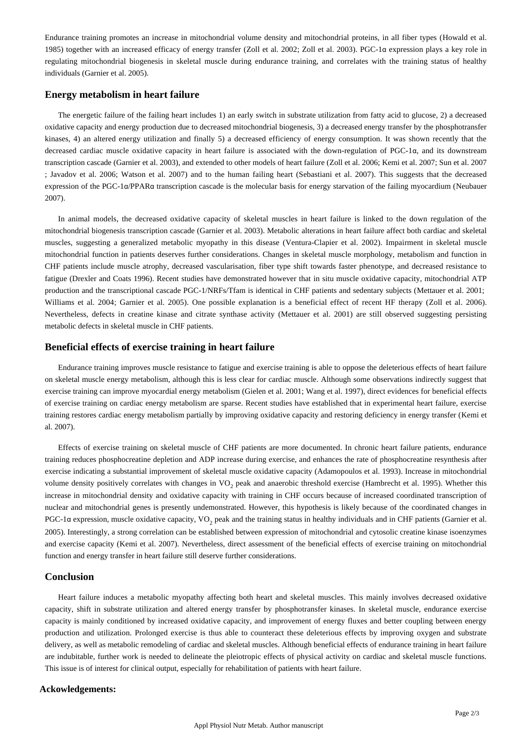Endurance training promotes an increase in mitochondrial volume density and mitochondrial proteins, in all fiber types (Howald et al. 1985) together with an increased efficacy of energy transfer (Zoll et al. 2002; Zoll et al. 2003). PGC-1α expression plays a key role in regulating mitochondrial biogenesis in skeletal muscle during endurance training, and correlates with the training status of healthy individuals (Garnier et al. 2005).

## Energy metabolism in heart failure

The energetic failure of the failing heart includes 1) an early switch in substrate utilization from fatty acid to glucose, 2) a decreased oxidative capacity and energy production due to decreased mitochondrial biogenesis, 3) a decreased energy transfer by the phosphotransfer kinases, 4) an altered energy utilization and finally 5) a decreased efficiency of energy consumption. It was shown recently that the decreased cardiac muscle oxidative capacity in heart failure is associated with the down-regulation of PGC-1α, and its downstream transcription cascade (Garnier et al. 2003), and extended to other models of heart failure (Zoll et al. 2006; Kemi et al. 2007; Sun et al. 2007 ; Javadov et al. 2006; Watson et al. 2007) and to the human failing heart (Sebastiani et al. 2007). This suggests that the decreased expression of the PGC-1α/PPARα transcription cascade is the molecular basis for energy starvation of the failing myocardium (Neubauer 2007).

In animal models, the decreased oxidative capacity of skeletal muscles in heart failure is linked to the down regulation of the mitochondrial biogenesis transcription cascade (Garnier et al. 2003). Metabolic alterations in heart failure affect both cardiac and skeletal muscles, suggesting a generalized metabolic myopathy in this disease (Ventura-Clapier et al. 2002). Impairment in skeletal muscle mitochondrial function in patients deserves further considerations. Changes in skeletal muscle morphology, metabolism and function in CHF patients include muscle atrophy, decreased vascularisation, fiber type shift towards faster phenotype, and decreased resistance to fatigue (Drexler and Coats 1996). Recent studies have demonstrated however that in situ muscle oxidative capacity, mitochondrial ATP production and the transcriptional cascade PGC-1/NRFs/Tfam is identical in CHF patients and sedentary subjects (Mettauer et al. 2001; Williams et al. 2004; Garnier et al. 2005). One possible explanation is a beneficial effect of recent HF therapy (Zoll et al. 2006). Nevertheless, defects in creatine kinase and citrate synthase activity (Mettauer et al. 2001) are still observed suggesting persisting metabolic defects in skeletal muscle in CHF patients.

## Beneficial effects of exercise training in heart failure

Endurance training improves muscle resistance to fatigue and exercise training is able to oppose the deleterious effects of heart failure on skeletal muscle energy metabolism, although this is less clear for cardiac muscle. Although some observations indirectly suggest that exercise training can improve myocardial energy metabolism (Gielen et al. 2001; Wang et al. 1997), direct evidences for beneficial effects of exercise training on cardiac energy metabolism are sparse. Recent studies have established that in experimental heart failure, exercise training restores cardiac energy metabolism partially by improving oxidative capacity and restoring deficiency in energy transfer (Kemi et al. 2007).

Effects of exercise training on skeletal muscle of CHF patients are more documented. In chronic heart failure patients, endurance training reduces phosphocreatine depletion and ADP increase during exercise, and enhances the rate of phosphocreatine resynthesis after exercise indicating a substantial improvement of skeletal muscle oxidative capacity (Adamopoulos et al. 1993). Increase in mitochondrial volume density positively correlates with changes in $VO_2$ peak and anaerobic threshold exercise (Hambrecht et al. 1995). Whether this increase in mitochondrial density and oxidative capacity with training in CHF occurs because of increased coordinated transcription of nuclear and mitochondrial genes is presently undemonstrated. However, this hypothesis is likely because of the coordinated changes in PGC-1α expression, muscle oxidative capacity, $VO_2$ peak and the training status in healthy individuals and in CHF patients (Garnier et al. 2005). Interestingly, a strong correlation can be established between expression of mitochondrial and cytosolic creatine kinase isoenzymes and exercise capacity (Kemi et al. 2007). Nevertheless, direct assessment of the beneficial effects of exercise training on mitochondrial function and energy transfer in heart failure still deserve further considerations.

## Conclusion

Heart failure induces a metabolic myopathy affecting both heart and skeletal muscles. This mainly involves decreased oxidative capacity, shift in substrate utilization and altered energy transfer by phosphotransfer kinases. In skeletal muscle, endurance exercise capacity is mainly conditioned by increased oxidative capacity, and improvement of energy fluxes and better coupling between energy production and utilization. Prolonged exercise is thus able to counteract these deleterious effects by improving oxygen and substrate delivery, as well as metabolic remodeling of cardiac and skeletal muscles. Although beneficial effects of endurance training in heart failure are indubitable, further work is needed to delineate the pleiotropic effects of physical activity on cardiac and skeletal muscle functions. This issue is of interest for clinical output, especially for rehabilitation of patients with heart failure.

### Ackowledgements: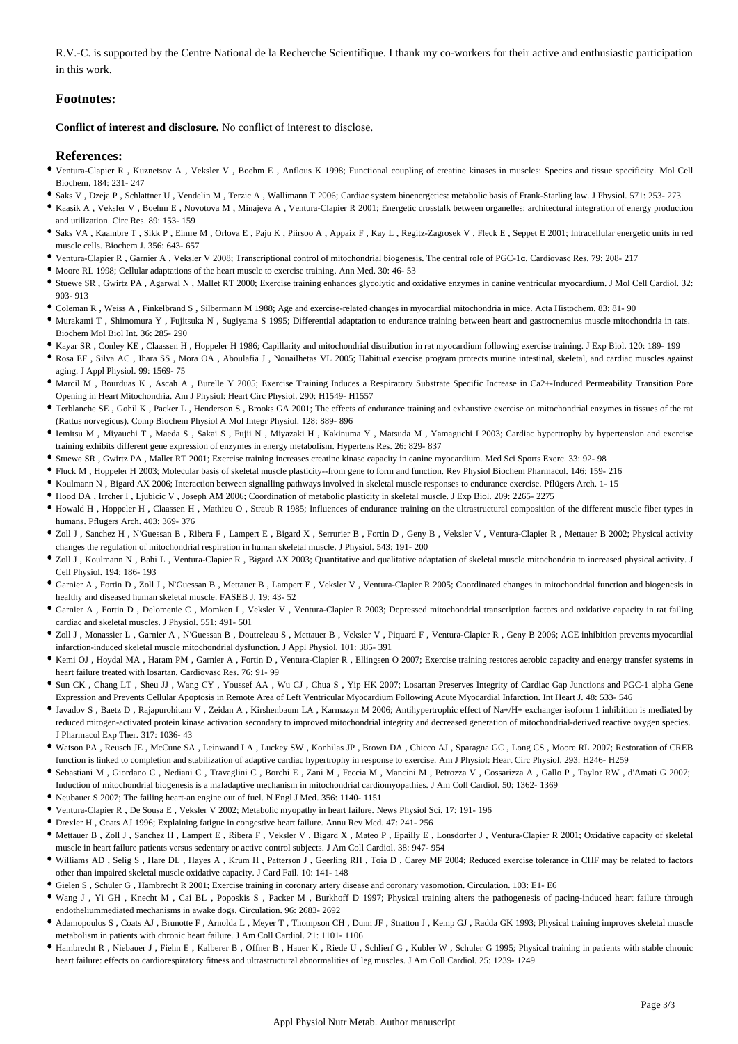R.V.-C. is supported by the Centre National de la Recherche Scientifique. I thank my co-workers for their active and enthusiastic participation in this work.

### Footnotes:

**Conflict of interest and disclosure.** No conflict of interest to disclose.

### References:

- Ventura-Clapier R , Kuznetsov A , Veksler V , Boehm E , Anflous K 1998; Functional coupling of creatine kinases in muscles: Species and tissue specificity. Mol Cell Biochem. 184: 231- 247
- Saks V , Dzeja P , Schlattner U , Vendelin M , Terzic A , Wallimann T 2006; Cardiac system bioenergetics: metabolic basis of Frank-Starling law. J Physiol. 571: 253- 273
- Kaasik A , Veksler V , Boehm E , Novotova M , Minajeva A , Ventura-Clapier R 2001; Energetic crosstalk between organelles: architectural integration of energy production and utilization. Circ Res. 89: 153- 159
- Saks VA , Kaambre T , Sikk P , Eimre M , Orlova E , Paju K , Piirsoo A , Appaix F , Kay L , Regitz-Zagrosek V , Fleck E , Seppet E 2001; Intracellular energetic units in red muscle cells. Biochem J. 356: 643- 657
- Ventura-Clapier R , Garnier A , Veksler V 2008; Transcriptional control of mitochondrial biogenesis. The central role of PGC-1α. Cardiovasc Res. 79: 208- 217
- Moore RL 1998; Cellular adaptations of the heart muscle to exercise training. Ann Med. 30: 46- 53
- Stuewe SR , Gwirtz PA , Agarwal N , Mallet RT 2000; Exercise training enhances glycolytic and oxidative enzymes in canine ventricular myocardium. J Mol Cell Cardiol. 32: 903- 913
- Coleman R , Weiss A , Finkelbrand S , Silbermann M 1988; Age and exercise-related changes in myocardial mitochondria in mice. Acta Histochem. 83: 81- 90
- Murakami T , Shimomura Y , Fujitsuka N , Sugiyama S 1995; Differential adaptation to endurance training between heart and gastrocnemius muscle mitochondria in rats. Biochem Mol Biol Int. 36: 285- 290
- Kayar SR , Conley KE , Claassen H , Hoppeler H 1986; Capillarity and mitochondrial distribution in rat myocardium following exercise training. J Exp Biol. 120: 189- 199
- Rosa EF , Silva AC , Ihara SS , Mora OA , Aboulafia J , Nouailhetas VL 2005; Habitual exercise program protects murine intestinal, skeletal, and cardiac muscles against aging. J Appl Physiol. 99: 1569- 75
- Marcil M , Bourduas K , Ascah A , Burelle Y 2005; Exercise Training Induces a Respiratory Substrate Specific Increase in Ca2+-Induced Permeability Transition Pore Opening in Heart Mitochondria. Am J Physiol: Heart Circ Physiol. 290: H1549- H1557
- Terblanche SE , Gohil K , Packer L , Henderson S , Brooks GA 2001; The effects of endurance training and exhaustive exercise on mitochondrial enzymes in tissues of the rat (Rattus norvegicus). Comp Biochem Physiol A Mol Integr Physiol. 128: 889- 896
- Iemitsu M , Miyauchi T , Maeda S , Sakai S , Fujii N , Miyazaki H , Kakinuma Y , Matsuda M , Yamaguchi I 2003; Cardiac hypertrophy by hypertension and exercise training exhibits different gene expression of enzymes in energy metabolism. Hypertens Res. 26: 829- 837
- Stuewe SR , Gwirtz PA , Mallet RT 2001; Exercise training increases creatine kinase capacity in canine myocardium. Med Sci Sports Exerc. 33: 92- 98
- Fluck M , Hoppeler H 2003; Molecular basis of skeletal muscle plasticity--from gene to form and function. Rev Physiol Biochem Pharmacol. 146: 159- 216
- Koulmann N , Bigard AX 2006; Interaction between signalling pathways involved in skeletal muscle responses to endurance exercise. Pflügers Arch. 1- 15
- Hood DA , Irrcher I , Ljubicic V , Joseph AM 2006; Coordination of metabolic plasticity in skeletal muscle. J Exp Biol. 209: 2265- 2275
- Howald H , Hoppeler H , Claassen H , Mathieu O , Straub R 1985; Influences of endurance training on the ultrastructural composition of the different muscle fiber types in humans. Pflugers Arch. 403: 369- 376
- Zoll J , Sanchez H , N'Guessan B , Ribera F , Lampert E , Bigard X , Serrurier B , Fortin D , Geny B , Veksler V , Ventura-Clapier R , Mettauer B 2002; Physical activity changes the regulation of mitochondrial respiration in human skeletal muscle. J Physiol. 543: 191- 200
- Zoll J , Koulmann N , Bahi L , Ventura-Clapier R , Bigard AX 2003; Quantitative and qualitative adaptation of skeletal muscle mitochondria to increased physical activity. J Cell Physiol. 194: 186- 193
- Garnier A , Fortin D , Zoll J , N'Guessan B , Mettauer B , Lampert E , Veksler V , Ventura-Clapier R 2005; Coordinated changes in mitochondrial function and biogenesis in healthy and diseased human skeletal muscle. FASEB J. 19: 43- 52
- Garnier A , Fortin D , Delomenie C , Momken I , Veksler V , Ventura-Clapier R 2003; Depressed mitochondrial transcription factors and oxidative capacity in rat failing cardiac and skeletal muscles. J Physiol. 551: 491- 501
- Zoll J , Monassier L , Garnier A , N'Guessan B , Mettauer B , Veksler V , Piquard F , Ventura-Clapier R , Geny B 2006; ACE inhibition prevents myocardial infarction-induced skeletal muscle mitochondrial dysfunction. J Appl Physiol. 101: 385- 391
- Kemi OJ , Hoydal MA , Haram PM , Garnier A , Fortin D , Ventura-Clapier R , Ellingsen O 2007; Exercise training restores aerobic capacity and energy transfer systems in heart failure treated with losartan. Cardiovasc Res. 76: 91- 99
- Sun CK , Chang LT , Sheu JJ , Wang CY , Youssef AA , Wu CJ , Chua S , Yip HK 2007; Losartan Preserves Integrity of Cardiac Gap Junctions and PGC-1 alpha Gene Expression and Prevents Cellular Apoptosis in Remote Area of Left Ventricular Myocardium Following Acute Myocardial Infarction. Int Heart J. 48: 533- 546
- Javadov S , Baetz D , Rajapurohitam V , Zeidan A , Kirshenbaum LA , Karmazyn M 2006; Antihypertrophic effect of Na+/H+ exchanger isoform 1 inhibition is mediated by reduced mitogen-activated protein kinase activation secondary to improved mitochondrial integrity and decreased generation of mitochondrial-derived reactive oxygen species. J Pharmacol Exp Ther. 317: 1036- 43
- Watson PA , Reusch JE , McCune SA , Leinwand LA , Luckey SW , Konhilas JP , Brown DA , Chicco AJ , Sparagna GC , Long CS , Moore RL 2007; Restoration of CREB function is linked to completion and stabilization of adaptive cardiac hypertrophy in response to exercise. Am J Physiol: Heart Circ Physiol. 293: H246- H259
- Sebastiani M , Giordano C , Nediani C , Travaglini C , Borchi E , Zani M , Feccia M , Mancini M , Petrozza V , Cossarizza A , Gallo P , Taylor RW , d'Amati G 2007; Induction of mitochondrial biogenesis is a maladaptive mechanism in mitochondrial cardiomyopathies. J Am Coll Cardiol. 50: 1362- 1369
- Neubauer S 2007; The failing heart-an engine out of fuel. N Engl J Med. 356: 1140- 1151
- Ventura-Clapier R , De Sousa E , Veksler V 2002; Metabolic myopathy in heart failure. News Physiol Sci. 17: 191- 196
- Drexler H , Coats AJ 1996; Explaining fatigue in congestive heart failure. Annu Rev Med. 47: 241- 256
- Mettauer B , Zoll J , Sanchez H , Lampert E , Ribera F , Veksler V , Bigard X , Mateo P , Epailly E , Lonsdorfer J , Ventura-Clapier R 2001; Oxidative capacity of skeletal muscle in heart failure patients versus sedentary or active control subjects. J Am Coll Cardiol. 38: 947- 954
- Williams AD , Selig S , Hare DL , Hayes A , Krum H , Patterson J , Geerling RH , Toia D , Carey MF 2004; Reduced exercise tolerance in CHF may be related to factors other than impaired skeletal muscle oxidative capacity. J Card Fail. 10: 141- 148
- Gielen S , Schuler G , Hambrecht R 2001; Exercise training in coronary artery disease and coronary vasomotion. Circulation. 103: E1- E6
- Wang J , Yi GH , Knecht M , Cai BL , Poposkis S , Packer M , Burkhoff D 1997; Physical training alters the pathogenesis of pacing-induced heart failure through endotheliummediated mechanisms in awake dogs. Circulation. 96: 2683- 2692
- Adamopoulos S , Coats AJ , Brunotte F , Arnolda L , Meyer T , Thompson CH , Dunn JF , Stratton J , Kemp GJ , Radda GK 1993; Physical training improves skeletal muscle metabolism in patients with chronic heart failure. J Am Coll Cardiol. 21: 1101- 1106
- Hambrecht R , Niebauer J , Fiehn E , Kalberer B , Offner B , Hauer K , Riede U , Schlierf G , Kubler W , Schuler G 1995; Physical training in patients with stable chronic heart failure: effects on cardiorespiratory fitness and ultrastructural abnormalities of leg muscles. J Am Coll Cardiol. 25: 1239- 1249